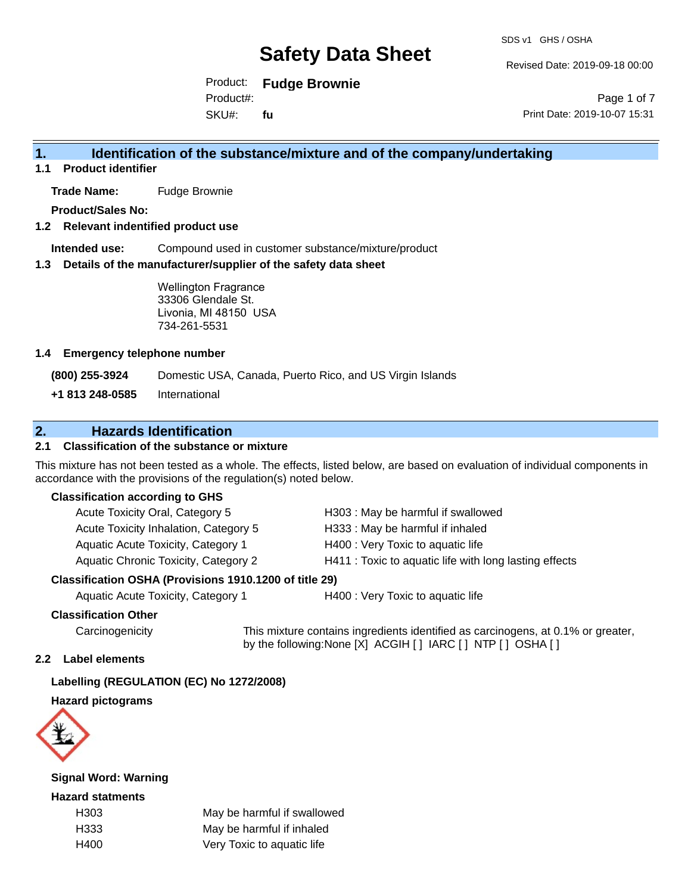# Safety Data Sheet

SDS v1 GHS / OSHA

Revised Date: 2019-09-18 00:00

Product: **Fudge Brownie**
Product#:
SKU#: **fu**

Print Date: 2019-10-07 15:31

## 1. Identification of the substance/mixture and of the company/undertaking

### 1.1 Product identifier

**Trade Name:** Fudge Brownie

**Product/Sales No:**

### 1.2 Relevant indentified product use

**Intended use:** Compound used in customer substance/mixture/product

### 1.3 Details of the manufacturer/supplier of the safety data sheet

Wellington Fragrance
33306 Glendale St.
Livonia, MI 48150 USA
734-261-5531

### 1.4 Emergency telephone number

**(800) 255-3924** Domestic USA, Canada, Puerto Rico, and US Virgin Islands

**+1 813 248-0585** International

## 2. Hazards Identification

### 2.1 Classification of the substance or mixture

This mixture has not been tested as a whole. The effects, listed below, are based on evaluation of individual components in accordance with the provisions of the regulation(s) noted below.

**Classification according to GHS**

| | |
|---|---|
| Acute Toxicity Oral, Category 5 | H303 : May be harmful if swallowed |
| Acute Toxicity Inhalation, Category 5 | H333 : May be harmful if inhaled |
| Aquatic Acute Toxicity, Category 1 | H400 : Very Toxic to aquatic life |
| Aquatic Chronic Toxicity, Category 2 | H411 : Toxic to aquatic life with long lasting effects |

**Classification OSHA (Provisions 1910.1200 of title 29)**

| | |
|---|---|
| Aquatic Acute Toxicity, Category 1 | H400 : Very Toxic to aquatic life |

**Classification Other**

Carcinogenicity: This mixture contains ingredients identified as carcinogens, at 0.1% or greater, by the following:None [X] ACGIH [ ] IARC [ ] NTP [ ] OSHA [ ]

### 2.2 Label elements

**Labelling (REGULATION (EC) No 1272/2008)**

**Hazard pictograms**

**Signal Word: Warning**

**Hazard statments**

| | |
|---|---|
| H303 | May be harmful if swallowed |
| H333 | May be harmful if inhaled |
| H400 | Very Toxic to aquatic life |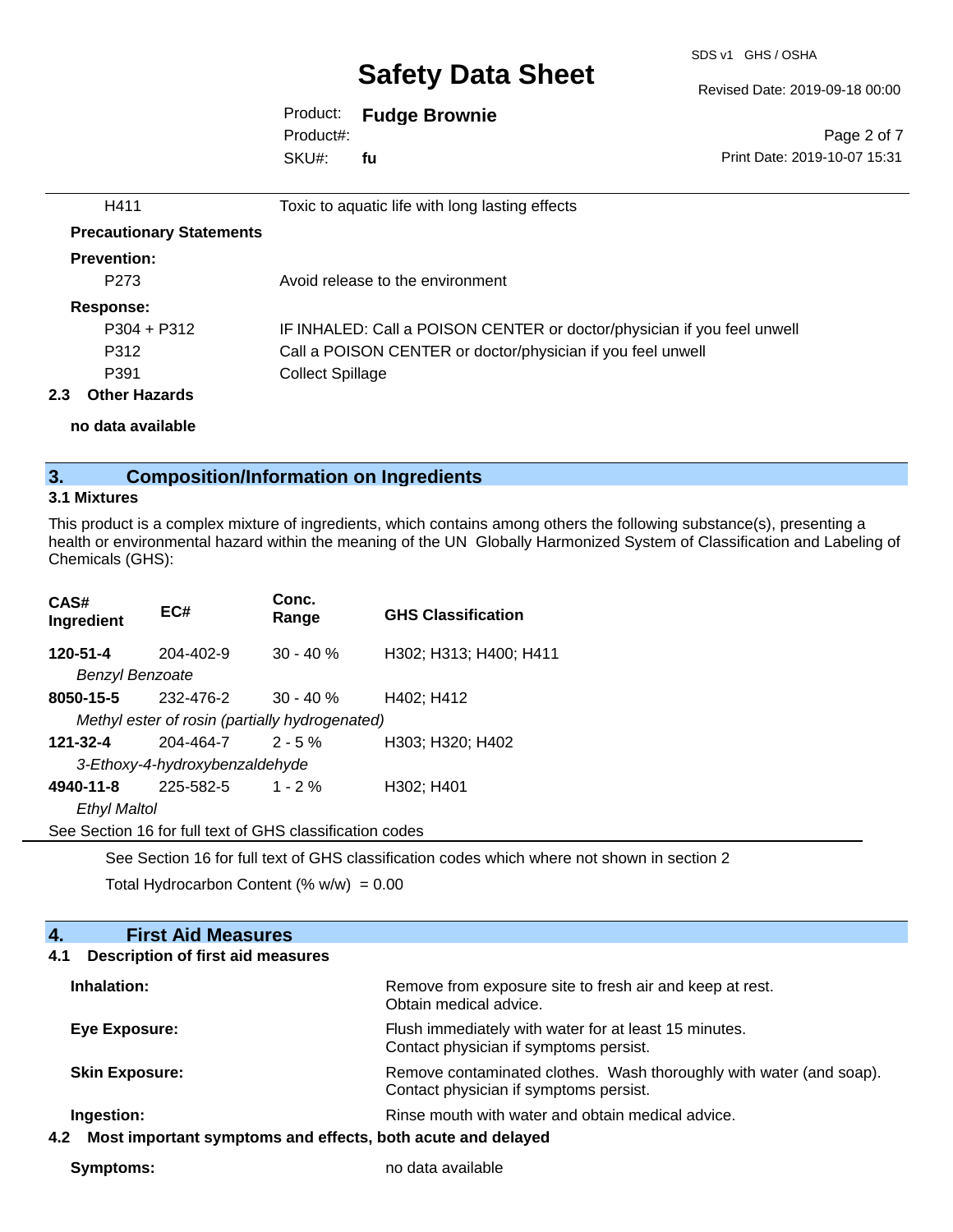| | |
|---|---|
| H411 | Toxic to aquatic life with long lasting effects |

**Precautionary Statements**

**Prevention:**

| | |
|---|---|
| P273 | Avoid release to the environment |

**Response:**

| | |
|---|---|
| P304 + P312 | IF INHALED: Call a POISON CENTER or doctor/physician if you feel unwell |
| P312 | Call a POISON CENTER or doctor/physician if you feel unwell |
| P391 | Collect Spillage |

### 2.3 Other Hazards

**no data available**

## 3. Composition/Information on Ingredients

### 3.1 Mixtures

This product is a complex mixture of ingredients, which contains among others the following substance(s), presenting a health or environmental hazard within the meaning of the UN Globally Harmonized System of Classification and Labeling of Chemicals (GHS):

| CAS# Ingredient | EC# | Conc. Range | GHS Classification |
|---|---|---|---|
| **120-51-4** | 204-402-9 | 30 - 40 % | H302; H313; H400; H411 |
| *Benzyl Benzoate* | | | |
| **8050-15-5** | 232-476-2 | 30 - 40 % | H402; H412 |
| *Methyl ester of rosin (partially hydrogenated)* | | | |
| **121-32-4** | 204-464-7 | 2 - 5 % | H303; H320; H402 |
| *3-Ethoxy-4-hydroxybenzaldehyde* | | | |
| **4940-11-8** | 225-582-5 | 1 - 2 % | H302; H401 |
| *Ethyl Maltol* | | | |

See Section 16 for full text of GHS classification codes

See Section 16 for full text of GHS classification codes which where not shown in section 2

Total Hydrocarbon Content (% w/w) = 0.00

## 4. First Aid Measures

### 4.1 Description of first aid measures

| | |
|---|---|
| **Inhalation:** | Remove from exposure site to fresh air and keep at rest. Obtain medical advice. |
| **Eye Exposure:** | Flush immediately with water for at least 15 minutes. Contact physician if symptoms persist. |
| **Skin Exposure:** | Remove contaminated clothes. Wash thoroughly with water (and soap). Contact physician if symptoms persist. |
| **Ingestion:** | Rinse mouth with water and obtain medical advice. |

### 4.2 Most important symptoms and effects, both acute and delayed

| | |
|---|---|
| **Symptoms:** | no data available |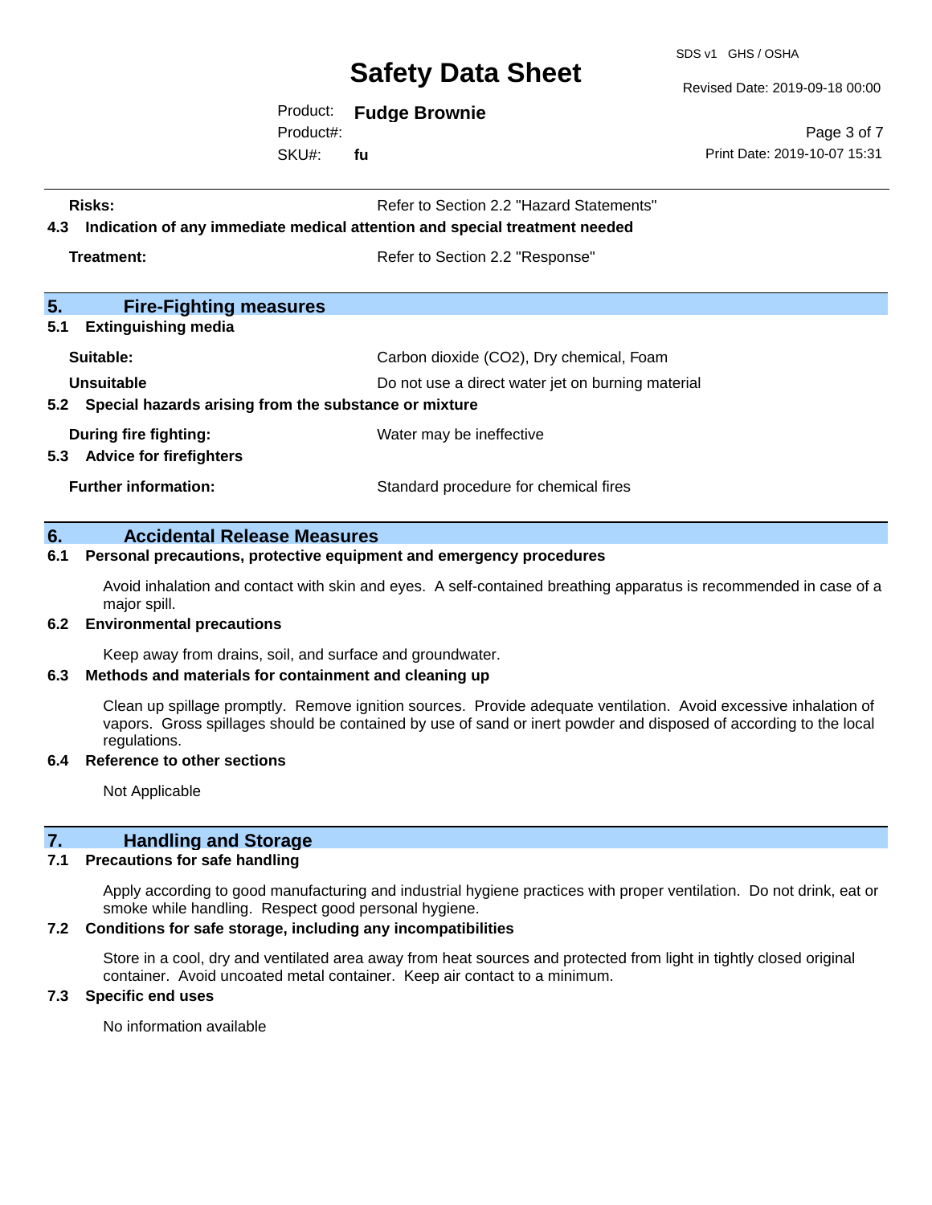**Risks:** Refer to Section 2.2 "Hazard Statements"

### 4.3 Indication of any immediate medical attention and special treatment needed

**Treatment:** Refer to Section 2.2 "Response"

## 5. Fire-Fighting measures

### 5.1 Extinguishing media

**Suitable:** Carbon dioxide ($CO_2$), Dry chemical, Foam

**Unsuitable** Do not use a direct water jet on burning material

### 5.2 Special hazards arising from the substance or mixture

**During fire fighting:** Water may be ineffective

### 5.3 Advice for firefighters

**Further information:** Standard procedure for chemical fires

## 6. Accidental Release Measures

### 6.1 Personal precautions, protective equipment and emergency procedures

Avoid inhalation and contact with skin and eyes. A self-contained breathing apparatus is recommended in case of a major spill.

### 6.2 Environmental precautions

Keep away from drains, soil, and surface and groundwater.

### 6.3 Methods and materials for containment and cleaning up

Clean up spillage promptly. Remove ignition sources. Provide adequate ventilation. Avoid excessive inhalation of vapors. Gross spillages should be contained by use of sand or inert powder and disposed of according to the local regulations.

### 6.4 Reference to other sections

Not Applicable

## 7. Handling and Storage

### 7.1 Precautions for safe handling

Apply according to good manufacturing and industrial hygiene practices with proper ventilation. Do not drink, eat or smoke while handling. Respect good personal hygiene.

### 7.2 Conditions for safe storage, including any incompatibilities

Store in a cool, dry and ventilated area away from heat sources and protected from light in tightly closed original container. Avoid uncoated metal container. Keep air contact to a minimum.

### 7.3 Specific end uses

No information available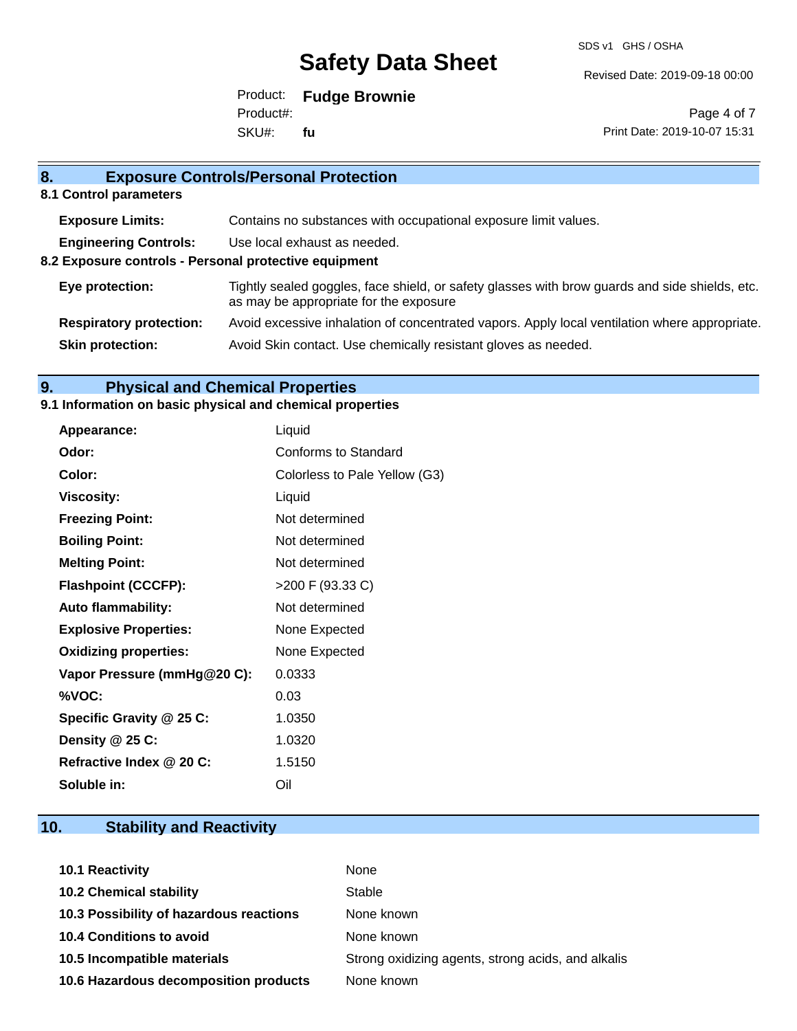## 8. Exposure Controls/Personal Protection

### 8.1 Control parameters

| | |
|---|---|
| **Exposure Limits:** | Contains no substances with occupational exposure limit values. |
| **Engineering Controls:** | Use local exhaust as needed. |

### 8.2 Exposure controls - Personal protective equipment

| | |
|---|---|
| **Eye protection:** | Tightly sealed goggles, face shield, or safety glasses with brow guards and side shields, etc. as may be appropriate for the exposure |
| **Respiratory protection:** | Avoid excessive inhalation of concentrated vapors. Apply local ventilation where appropriate. |
| **Skin protection:** | Avoid Skin contact. Use chemically resistant gloves as needed. |

## 9. Physical and Chemical Properties

### 9.1 Information on basic physical and chemical properties

| | |
|---|---|
| **Appearance:** | Liquid |
| **Odor:** | Conforms to Standard |
| **Color:** | Colorless to Pale Yellow (G3) |
| **Viscosity:** | Liquid |
| **Freezing Point:** | Not determined |
| **Boiling Point:** | Not determined |
| **Melting Point:** | Not determined |
| **Flashpoint (CCCFP):** | >200 F (93.33 C) |
| **Auto flammability:** | Not determined |
| **Explosive Properties:** | None Expected |
| **Oxidizing properties:** | None Expected |
| **Vapor Pressure (mmHg@20 C):** | 0.0333 |
| **%VOC:** | 0.03 |
| **Specific Gravity @ 25 C:** | 1.0350 |
| **Density @ 25 C:** | 1.0320 |
| **Refractive Index @ 20 C:** | 1.5150 |
| **Soluble in:** | Oil |

## 10. Stability and Reactivity

| | |
|---|---|
| **10.1 Reactivity** | None |
| **10.2 Chemical stability** | Stable |
| **10.3 Possibility of hazardous reactions** | None known |
| **10.4 Conditions to avoid** | None known |
| **10.5 Incompatible materials** | Strong oxidizing agents, strong acids, and alkalis |
| **10.6 Hazardous decomposition products** | None known |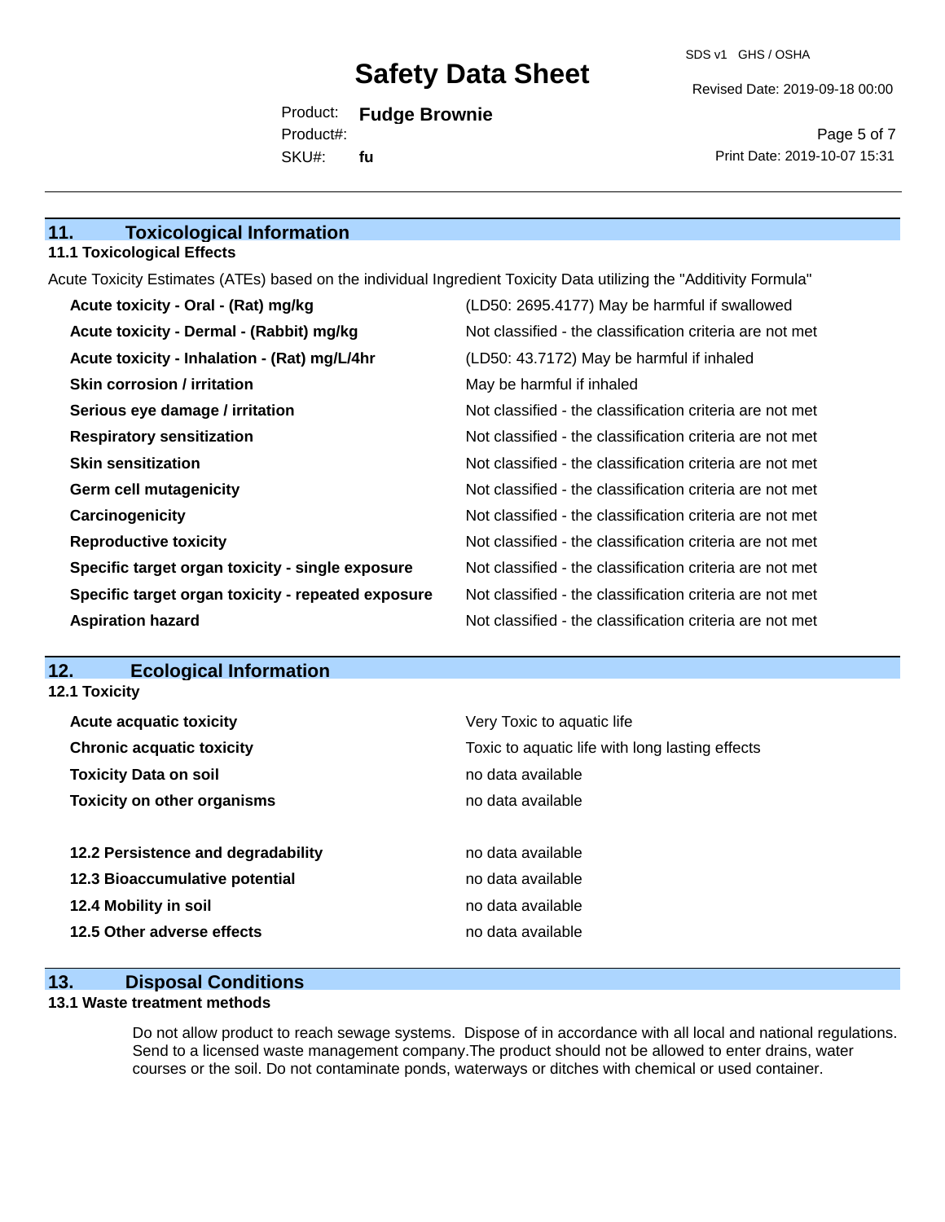## 11. Toxicological Information

### 11.1 Toxicological Effects

Acute Toxicity Estimates (ATEs) based on the individual Ingredient Toxicity Data utilizing the "Additivity Formula"

| | |
|---|---|
| **Acute toxicity - Oral - (Rat) mg/kg** | (LD50: 2695.4177) May be harmful if swallowed |
| **Acute toxicity - Dermal - (Rabbit) mg/kg** | Not classified - the classification criteria are not met |
| **Acute toxicity - Inhalation - (Rat) mg/L/4hr** | (LD50: 43.7172) May be harmful if inhaled |
| **Skin corrosion / irritation** | May be harmful if inhaled |
| **Serious eye damage / irritation** | Not classified - the classification criteria are not met |
| **Respiratory sensitization** | Not classified - the classification criteria are not met |
| **Skin sensitization** | Not classified - the classification criteria are not met |
| **Germ cell mutagenicity** | Not classified - the classification criteria are not met |
| **Carcinogenicity** | Not classified - the classification criteria are not met |
| **Reproductive toxicity** | Not classified - the classification criteria are not met |
| **Specific target organ toxicity - single exposure** | Not classified - the classification criteria are not met |
| **Specific target organ toxicity - repeated exposure** | Not classified - the classification criteria are not met |
| **Aspiration hazard** | Not classified - the classification criteria are not met |

## 12. Ecological Information

### 12.1 Toxicity

| | |
|---|---|
| **Acute acquatic toxicity** | Very Toxic to aquatic life |
| **Chronic acquatic toxicity** | Toxic to aquatic life with long lasting effects |
| **Toxicity Data on soil** | no data available |
| **Toxicity on other organisms** | no data available |

| | |
|---|---|
| **12.2 Persistence and degradability** | no data available |
| **12.3 Bioaccumulative potential** | no data available |
| **12.4 Mobility in soil** | no data available |
| **12.5 Other adverse effects** | no data available |

## 13. Disposal Conditions

### 13.1 Waste treatment methods

Do not allow product to reach sewage systems. Dispose of in accordance with all local and national regulations. Send to a licensed waste management company.The product should not be allowed to enter drains, water courses or the soil. Do not contaminate ponds, waterways or ditches with chemical or used container.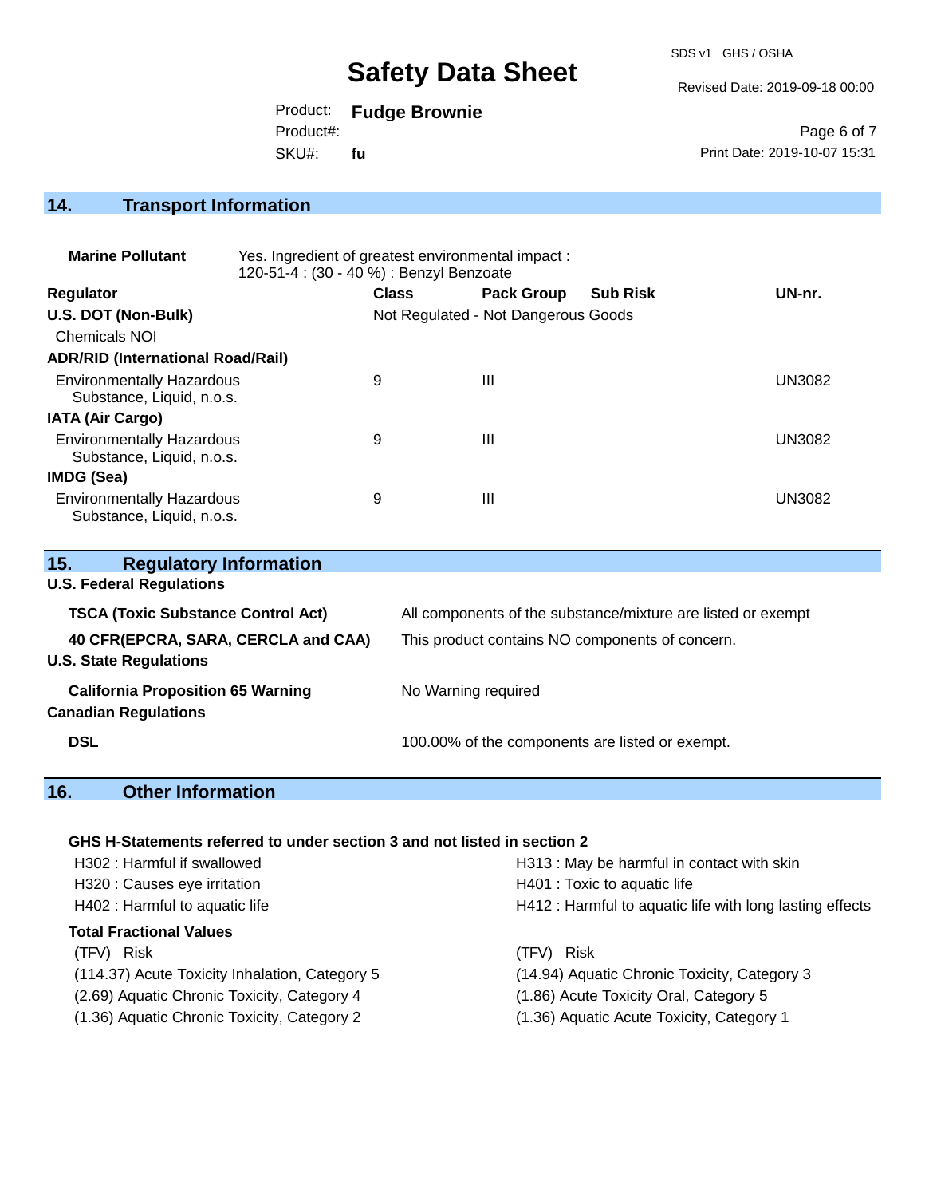## 14. Transport Information

**Marine Pollutant** Yes. Ingredient of greatest environmental impact : 120-51-4 : (30 - 40 %) : Benzyl Benzoate

| Regulator | Class | Pack Group | Sub Risk | UN-nr. |
|---|---|---|---|---|
| **U.S. DOT (Non-Bulk)** | Not Regulated - Not Dangerous Goods | | | |
| Chemicals NOI | | | | |
| **ADR/RID (International Road/Rail)** | | | | |
| Environmentally Hazardous Substance, Liquid, n.o.s. | 9 | III | | UN3082 |
| **IATA (Air Cargo)** | | | | |
| Environmentally Hazardous Substance, Liquid, n.o.s. | 9 | III | | UN3082 |
| **IMDG (Sea)** | | | | |
| Environmentally Hazardous Substance, Liquid, n.o.s. | 9 | III | | UN3082 |

## 15. Regulatory Information

**U.S. Federal Regulations**

| | |
|---|---|
| **TSCA (Toxic Substance Control Act)** | All components of the substance/mixture are listed or exempt |
| **40 CFR(EPCRA, SARA, CERCLA and CAA)** | This product contains NO components of concern. |

**U.S. State Regulations**

| | |
|---|---|
| **California Proposition 65 Warning** | No Warning required |

**Canadian Regulations**

| | |
|---|---|
| **DSL** | 100.00% of the components are listed or exempt. |

## 16. Other Information

**GHS H-Statements referred to under section 3 and not listed in section 2**

- H302 : Harmful if swallowed
- H320 : Causes eye irritation
- H402 : Harmful to aquatic life
- H313 : May be harmful in contact with skin
- H401 : Toxic to aquatic life
- H412 : Harmful to aquatic life with long lasting effects

**Total Fractional Values**

| (TFV) Risk | (TFV) Risk |
|---|---|
| (114.37) Acute Toxicity Inhalation, Category 5 | (14.94) Aquatic Chronic Toxicity, Category 3 |
| (2.69) Aquatic Chronic Toxicity, Category 4 | (1.86) Acute Toxicity Oral, Category 5 |
| (1.36) Aquatic Chronic Toxicity, Category 2 | (1.36) Aquatic Acute Toxicity, Category 1 |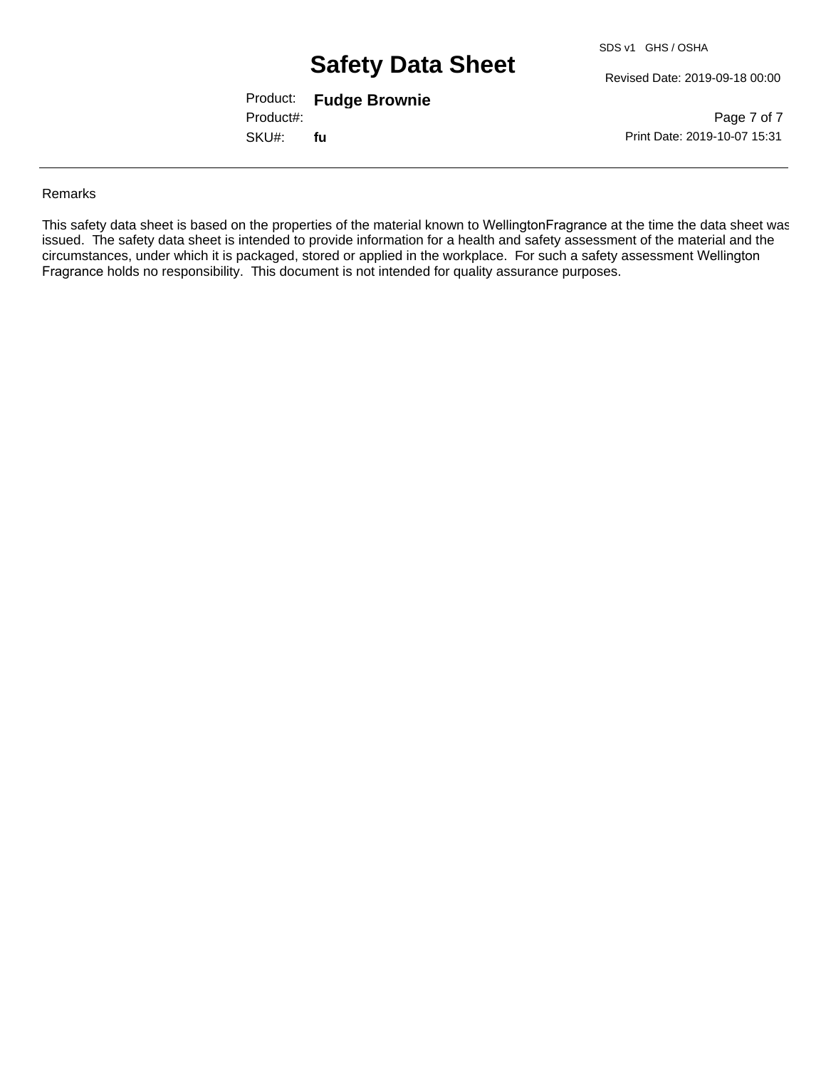Remarks

This safety data sheet is based on the properties of the material known to WellingtonFragrance at the time the data sheet was issued. The safety data sheet is intended to provide information for a health and safety assessment of the material and the circumstances, under which it is packaged, stored or applied in the workplace. For such a safety assessment Wellington Fragrance holds no responsibility. This document is not intended for quality assurance purposes.